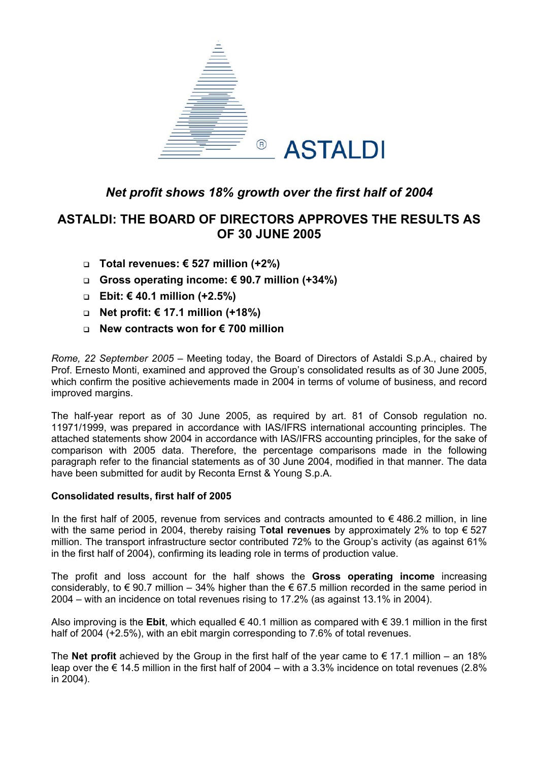*Net profit shows 18% growth over the first half of 2004*

# ASTALDI: THE BOARD OF DIRECTORS APPROVES THE RESULTS AS OF 30 JUNE 2005

- **Total revenues: € 527 million (+2%)**
- **Gross operating income: € 90.7 million (+34%)**
- **Ebit: € 40.1 million (+2.5%)**
- **Net profit: € 17.1 million (+18%)**
- **New contracts won for € 700 million**

*Rome, 22 September 2005* – Meeting today, the Board of Directors of Astaldi S.p.A., chaired by Prof. Ernesto Monti, examined and approved the Group's consolidated results as of 30 June 2005, which confirm the positive achievements made in 2004 in terms of volume of business, and record improved margins.

The half-year report as of 30 June 2005, as required by art. 81 of Consob regulation no. 11971/1999, was prepared in accordance with IAS/IFRS international accounting principles. The attached statements show 2004 in accordance with IAS/IFRS accounting principles, for the sake of comparison with 2005 data. Therefore, the percentage comparisons made in the following paragraph refer to the financial statements as of 30 June 2004, modified in that manner. The data have been submitted for audit by Reconta Ernst & Young S.p.A.

### Consolidated results, first half of 2005

In the first half of 2005, revenue from services and contracts amounted to € 486.2 million, in line with the same period in 2004, thereby raising T**otal revenues** by approximately 2% to top € 527 million. The transport infrastructure sector contributed 72% to the Group's activity (as against 61% in the first half of 2004), confirming its leading role in terms of production value.

The profit and loss account for the half shows the **Gross operating income** increasing considerably, to € 90.7 million – 34% higher than the € 67.5 million recorded in the same period in 2004 – with an incidence on total revenues rising to 17.2% (as against 13.1% in 2004).

Also improving is the **Ebit**, which equalled € 40.1 million as compared with € 39.1 million in the first half of 2004 (+2.5%), with an ebit margin corresponding to 7.6% of total revenues.

The **Net profit** achieved by the Group in the first half of the year came to € 17.1 million – an 18% leap over the € 14.5 million in the first half of 2004 – with a 3.3% incidence on total revenues (2.8% in 2004).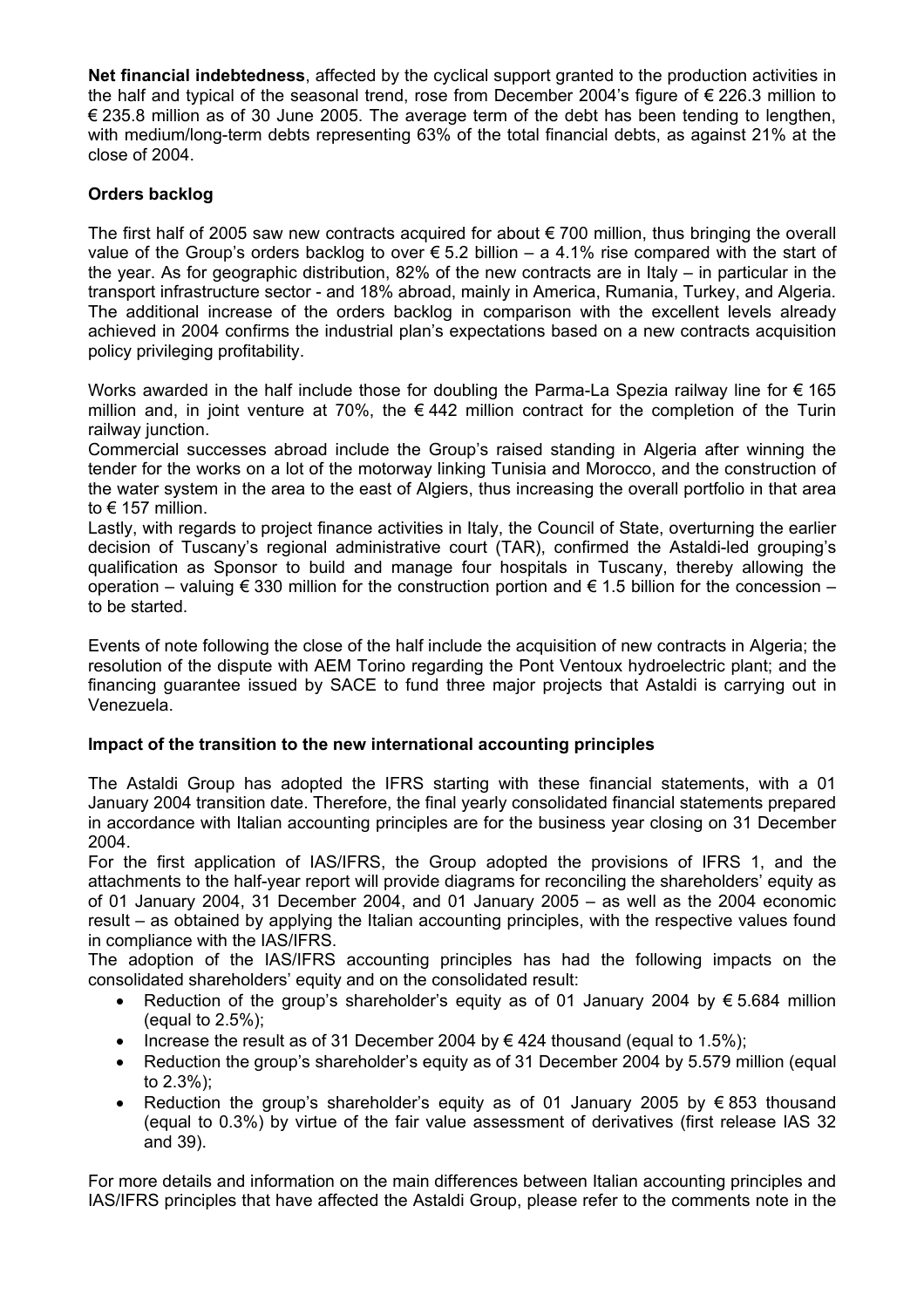**Net financial indebtedness**, affected by the cyclical support granted to the production activities in the half and typical of the seasonal trend, rose from December 2004's figure of € 226.3 million to € 235.8 million as of 30 June 2005. The average term of the debt has been tending to lengthen, with medium/long-term debts representing 63% of the total financial debts, as against 21% at the close of 2004.

**Orders backlog**

The first half of 2005 saw new contracts acquired for about € 700 million, thus bringing the overall value of the Group's orders backlog to over € 5.2 billion – a 4.1% rise compared with the start of the year. As for geographic distribution, 82% of the new contracts are in Italy – in particular in the transport infrastructure sector - and 18% abroad, mainly in America, Rumania, Turkey, and Algeria. The additional increase of the orders backlog in comparison with the excellent levels already achieved in 2004 confirms the industrial plan's expectations based on a new contracts acquisition policy privileging profitability.

Works awarded in the half include those for doubling the Parma-La Spezia railway line for € 165 million and, in joint venture at 70%, the € 442 million contract for the completion of the Turin railway junction.
Commercial successes abroad include the Group's raised standing in Algeria after winning the tender for the works on a lot of the motorway linking Tunisia and Morocco, and the construction of the water system in the area to the east of Algiers, thus increasing the overall portfolio in that area to € 157 million.
Lastly, with regards to project finance activities in Italy, the Council of State, overturning the earlier decision of Tuscany's regional administrative court (TAR), confirmed the Astaldi-led grouping's qualification as Sponsor to build and manage four hospitals in Tuscany, thereby allowing the operation – valuing € 330 million for the construction portion and € 1.5 billion for the concession – to be started.

Events of note following the close of the half include the acquisition of new contracts in Algeria; the resolution of the dispute with AEM Torino regarding the Pont Ventoux hydroelectric plant; and the financing guarantee issued by SACE to fund three major projects that Astaldi is carrying out in Venezuela.

**Impact of the transition to the new international accounting principles**

The Astaldi Group has adopted the IFRS starting with these financial statements, with a 01 January 2004 transition date. Therefore, the final yearly consolidated financial statements prepared in accordance with Italian accounting principles are for the business year closing on 31 December 2004.
For the first application of IAS/IFRS, the Group adopted the provisions of IFRS 1, and the attachments to the half-year report will provide diagrams for reconciling the shareholders' equity as of 01 January 2004, 31 December 2004, and 01 January 2005 – as well as the 2004 economic result – as obtained by applying the Italian accounting principles, with the respective values found in compliance with the IAS/IFRS.
The adoption of the IAS/IFRS accounting principles has had the following impacts on the consolidated shareholders' equity and on the consolidated result:

- Reduction of the group's shareholder's equity as of 01 January 2004 by € 5.684 million (equal to 2.5%);
- Increase the result as of 31 December 2004 by € 424 thousand (equal to 1.5%);
- Reduction the group's shareholder's equity as of 31 December 2004 by 5.579 million (equal to 2.3%);
- Reduction the group's shareholder's equity as of 01 January 2005 by € 853 thousand (equal to 0.3%) by virtue of the fair value assessment of derivatives (first release IAS 32 and 39).

For more details and information on the main differences between Italian accounting principles and IAS/IFRS principles that have affected the Astaldi Group, please refer to the comments note in the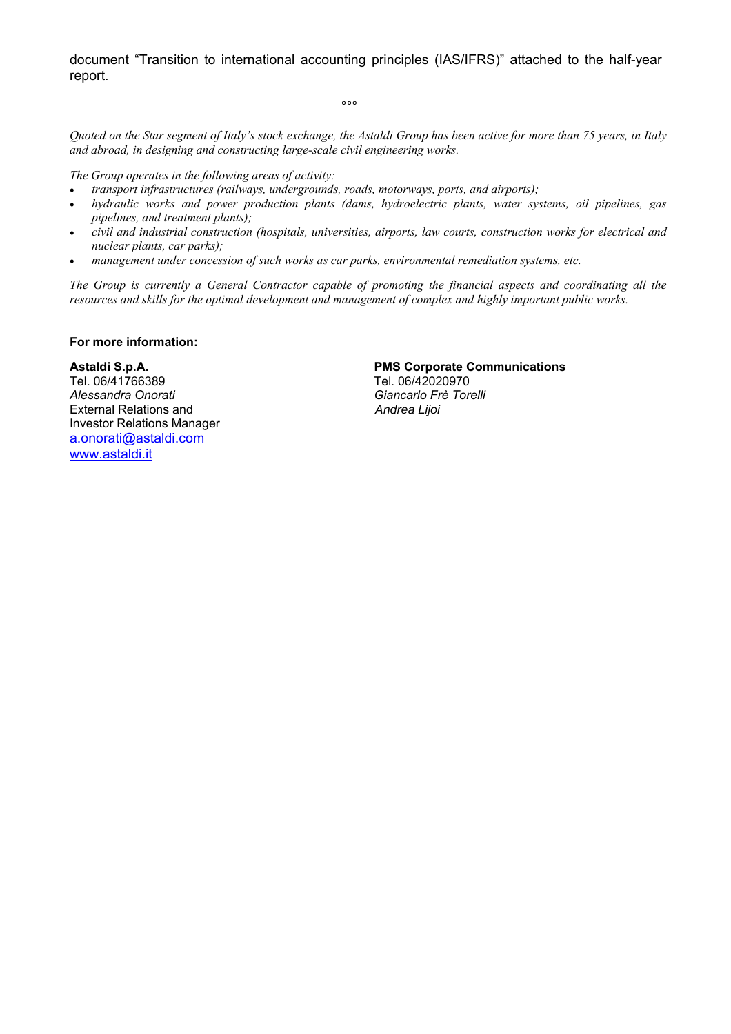document “Transition to international accounting principles (IAS/IFRS)” attached to the half-year report.

°°°

*Quoted on the Star segment of Italy’s stock exchange, the Astaldi Group has been active for more than 75 years, in Italy and abroad, in designing and constructing large-scale civil engineering works.*

*The Group operates in the following areas of activity:*

- *transport infrastructures (railways, undergrounds, roads, motorways, ports, and airports);*
- *hydraulic works and power production plants (dams, hydroelectric plants, water systems, oil pipelines, gas pipelines, and treatment plants);*
- *civil and industrial construction (hospitals, universities, airports, law courts, construction works for electrical and nuclear plants, car parks);*
- *management under concession of such works as car parks, environmental remediation systems, etc.*

*The Group is currently a General Contractor capable of promoting the financial aspects and coordinating all the resources and skills for the optimal development and management of complex and highly important public works.*

**For more information:**

**Astaldi S.p.A.**
Tel. 06/41766389
*Alessandra Onorati*
External Relations and
Investor Relations Manager
a.onorati@astaldi.com
www.astaldi.it

**PMS Corporate Communications**
Tel. 06/42020970
*Giancarlo Frè Torelli*
*Andrea Lijoi*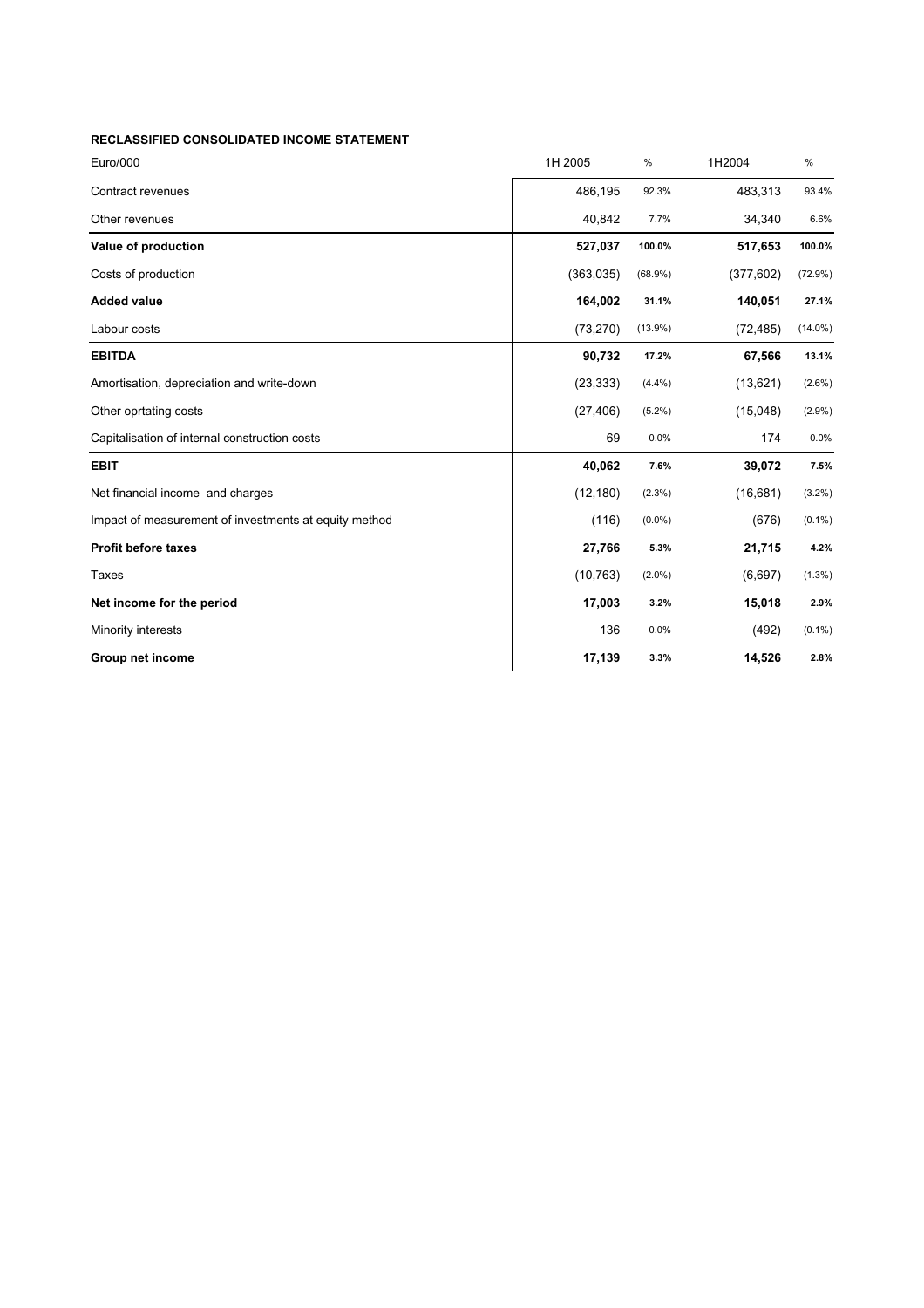**RECLASSIFIED CONSOLIDATED INCOME STATEMENT**

| Euro/000 | 1H 2005 | % | 1H2004 | % |
|---|---|---|---|---|
| Contract revenues | 486,195 | 92.3% | 483,313 | 93.4% |
| Other revenues | 40,842 | 7.7% | 34,340 | 6.6% |
| **Value of production** | **527,037** | **100.0%** | **517,653** | **100.0%** |
| Costs of production | (363,035) | (68.9%) | (377,602) | (72.9%) |
| **Added value** | **164,002** | **31.1%** | **140,051** | **27.1%** |
| Labour costs | (73,270) | (13.9%) | (72,485) | (14.0%) |
| **EBITDA** | **90,732** | **17.2%** | **67,566** | **13.1%** |
| Amortisation, depreciation and write-down | (23,333) | (4.4%) | (13,621) | (2.6%) |
| Other oprtating costs | (27,406) | (5.2%) | (15,048) | (2.9%) |
| Capitalisation of internal construction costs | 69 | 0.0% | 174 | 0.0% |
| **EBIT** | **40,062** | **7.6%** | **39,072** | **7.5%** |
| Net financial income and charges | (12,180) | (2.3%) | (16,681) | (3.2%) |
| Impact of measurement of investments at equity method | (116) | (0.0%) | (676) | (0.1%) |
| **Profit before taxes** | **27,766** | **5.3%** | **21,715** | **4.2%** |
| Taxes | (10,763) | (2.0%) | (6,697) | (1.3%) |
| **Net income for the period** | **17,003** | **3.2%** | **15,018** | **2.9%** |
| Minority interests | 136 | 0.0% | (492) | (0.1%) |
| **Group net income** | **17,139** | **3.3%** | **14,526** | **2.8%** |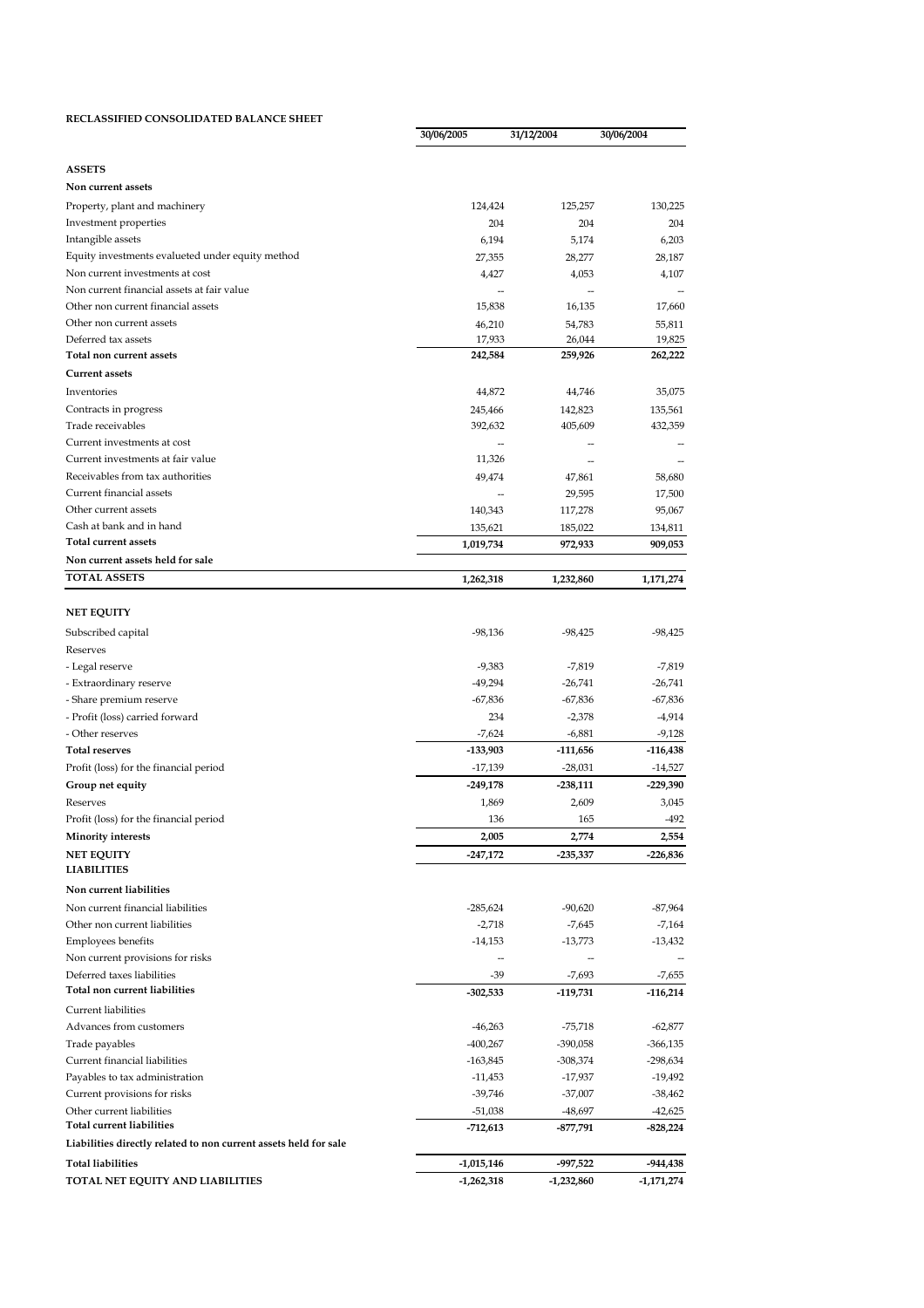**RECLASSIFIED CONSOLIDATED BALANCE SHEET**

| | 30/06/2005 | 31/12/2004 | 30/06/2004 |
|---|---|---|---|
| **ASSETS** | | | |
| **Non current assets** | | | |
| Property, plant and machinery | 124,424 | 125,257 | 130,225 |
| Investment properties | 204 | 204 | 204 |
| Intangible assets | 6,194 | 5,174 | 6,203 |
| Equity investments evalueted under equity method | 27,355 | 28,277 | 28,187 |
| Non current investments at cost | 4,427 | 4,053 | 4,107 |
| Non current financial assets at fair value | -- | -- | -- |
| Other non current financial assets | 15,838 | 16,135 | 17,660 |
| Other non current assets | 46,210 | 54,783 | 55,811 |
| Deferred tax assets | 17,933 | 26,044 | 19,825 |
| **Total non current assets** | **242,584** | **259,926** | **262,222** |
| **Current assets** | | | |
| Inventories | 44,872 | 44,746 | 35,075 |
| Contracts in progress | 245,466 | 142,823 | 135,561 |
| Trade receivables | 392,632 | 405,609 | 432,359 |
| Current investments at cost | -- | -- | -- |
| Current investments at fair value | 11,326 | -- | -- |
| Receivables from tax authorities | 49,474 | 47,861 | 58,680 |
| Current financial assets | -- | 29,595 | 17,500 |
| Other current assets | 140,343 | 117,278 | 95,067 |
| Cash at bank and in hand | 135,621 | 185,022 | 134,811 |
| **Total current assets** | **1,019,734** | **972,933** | **909,053** |
| **Non current assets held for sale** | | | |
| **TOTAL ASSETS** | **1,262,318** | **1,232,860** | **1,171,274** |
| | | | |
| **NET EQUITY** | | | |
| Subscribed capital | -98,136 | -98,425 | -98,425 |
| Reserves | | | |
| - Legal reserve | -9,383 | -7,819 | -7,819 |
| - Extraordinary reserve | -49,294 | -26,741 | -26,741 |
| - Share premium reserve | -67,836 | -67,836 | -67,836 |
| - Profit (loss) carried forward | 234 | -2,378 | -4,914 |
| - Other reserves | -7,624 | -6,881 | -9,128 |
| **Total reserves** | **-133,903** | **-111,656** | **-116,438** |
| Profit (loss) for the financial period | -17,139 | -28,031 | -14,527 |
| **Group net equity** | **-249,178** | **-238,111** | **-229,390** |
| Reserves | 1,869 | 2,609 | 3,045 |
| Profit (loss) for the financial period | 136 | 165 | -492 |
| **Minority interests** | **2,005** | **2,774** | **2,554** |
| **NET EQUITY** | **-247,172** | **-235,337** | **-226,836** |
| **LIABILITIES** | | | |
| **Non current liabilities** | | | |
| Non current financial liabilities | -285,624 | -90,620 | -87,964 |
| Other non current liabilities | -2,718 | -7,645 | -7,164 |
| Employees benefits | -14,153 | -13,773 | -13,432 |
| Non current provisions for risks | -- | -- | -- |
| Deferred taxes liabilities | -39 | -7,693 | -7,655 |
| **Total non current liabilities** | **-302,533** | **-119,731** | **-116,214** |
| Current liabilities | | | |
| Advances from customers | -46,263 | -75,718 | -62,877 |
| Trade payables | -400,267 | -390,058 | -366,135 |
| Current financial liabilities | -163,845 | -308,374 | -298,634 |
| Payables to tax administration | -11,453 | -17,937 | -19,492 |
| Current provisions for risks | -39,746 | -37,007 | -38,462 |
| Other current liabilities | -51,038 | -48,697 | -42,625 |
| **Total current liabilities** | **-712,613** | **-877,791** | **-828,224** |
| **Liabilities directly related to non current assets held for sale** | | | |
| **Total liabilities** | **-1,015,146** | **-997,522** | **-944,438** |
| **TOTAL NET EQUITY AND LIABILITIES** | **-1,262,318** | **-1,232,860** | **-1,171,274** |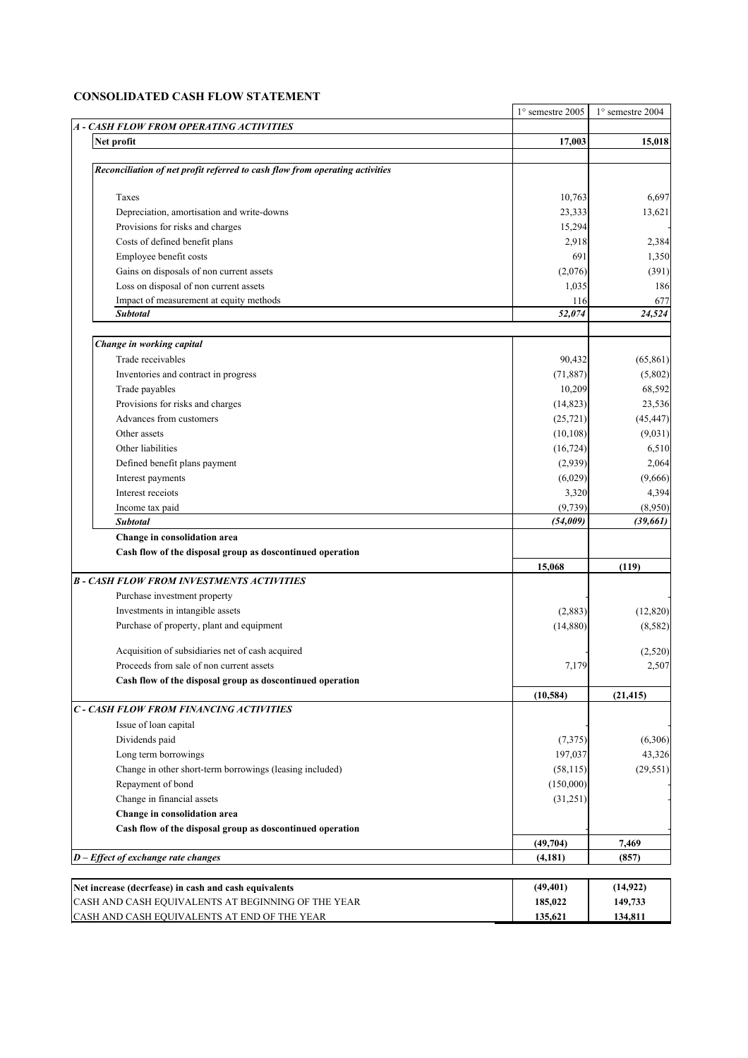## CONSOLIDATED CASH FLOW STATEMENT

| | 1° semestre 2005 | 1° semestre 2004 |
|---|---|---|
| ***A - CASH FLOW FROM OPERATING ACTIVITIES*** | | |
| **Net profit** | **17,003** | **15,018** |
| | | |
| ***Reconciliation of net profit referred to cash flow from operating activities*** | | |
| | | |
| Taxes | 10,763 | 6,697 |
| Depreciation, amortisation and write-downs | 23,333 | 13,621 |
| Provisions for risks and charges | 15,294 | - |
| Costs of defined benefit plans | 2,918 | 2,384 |
| Employee benefit costs | 691 | 1,350 |
| Gains on disposals of non current assets | (2,076) | (391) |
| Loss on disposal of non current assets | 1,035 | 186 |
| Impact of measurement at equity methods | 116 | 677 |
| ***Subtotal*** | ***52,074*** | ***24,524*** |
| | | |
| ***Change in working capital*** | | |
| Trade receivables | 90,432 | (65,861) |
| Inventories and contract in progress | (71,887) | (5,802) |
| Trade payables | 10,209 | 68,592 |
| Provisions for risks and charges | (14,823) | 23,536 |
| Advances from customers | (25,721) | (45,447) |
| Other assets | (10,108) | (9,031) |
| Other liabilities | (16,724) | 6,510 |
| Defined benefit plans payment | (2,939) | 2,064 |
| Interest payments | (6,029) | (9,666) |
| Interest receiots | 3,320 | 4,394 |
| Income tax paid | (9,739) | (8,950) |
| ***Subtotal*** | ***(54,009)*** | ***(39,661)*** |
| **Change in consolidation area** | | |
| **Cash flow of the disposal group as doscontinued operation** | | |
| | **15,068** | **(119)** |
| ***B - CASH FLOW FROM INVESTMENTS ACTIVITIES*** | | |
| Purchase investment property | | - |
| Investments in intangible assets | (2,883) | (12,820) |
| Purchase of property, plant and equipment | (14,880) | (8,582) |
| Acquisition of subsidiaries net of cash acquired | - | (2,520) |
| Proceeds from sale of non current assets | 7,179 | 2,507 |
| **Cash flow of the disposal group as doscontinued operation** | | |
| | **(10,584)** | **(21,415)** |
| ***C - CASH FLOW FROM FINANCING ACTIVITIES*** | | |
| Issue of loan capital | | - |
| Dividends paid | (7,375) | (6,306) |
| Long term borrowings | 197,037 | 43,326 |
| Change in other short-term borrowings (leasing included) | (58,115) | (29,551) |
| Repayment of bond | (150,000) | - |
| Change in financial assets | (31,251) | - |
| **Change in consolidation area** | | |
| **Cash flow of the disposal group as doscontinued operation** | | - |
| | **(49,704)** | **7,469** |
| ***D – Effect of exchange rate changes*** | **(4,181)** | **(857)** |
| | | |
| **Net increase (decrfease) in cash and cash equivalents** | **(49,401)** | **(14,922)** |
| CASH AND CASH EQUIVALENTS AT BEGINNING OF THE YEAR | **185,022** | **149,733** |
| CASH AND CASH EQUIVALENTS AT END OF THE YEAR | **135,621** | **134,811** |